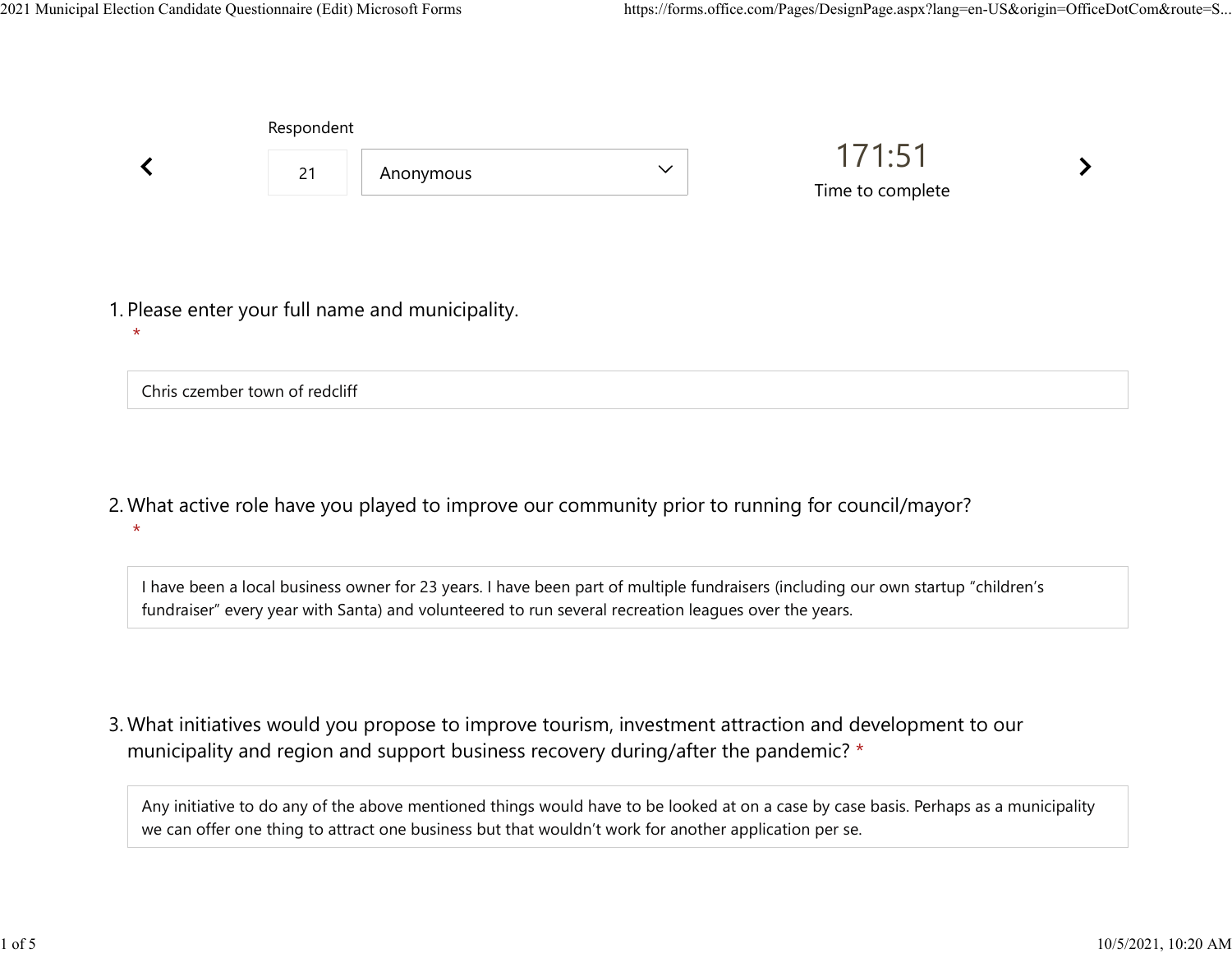Respondent

21 | Anonymous

171:51

Time to complete

1. Please enter your full name and municipality.
\*

Chris czember town of redcliff

2. What active role have you played to improve our community prior to running for council/mayor?
\*

I have been a local business owner for 23 years. I have been part of multiple fundraisers (including our own startup "children's fundraiser" every year with Santa) and volunteered to run several recreation leagues over the years.

3. What initiatives would you propose to improve tourism, investment attraction and development to our municipality and region and support business recovery during/after the pandemic? \*

Any initiative to do any of the above mentioned things would have to be looked at on a case by case basis. Perhaps as a municipality we can offer one thing to attract one business but that wouldn't work for another application per se.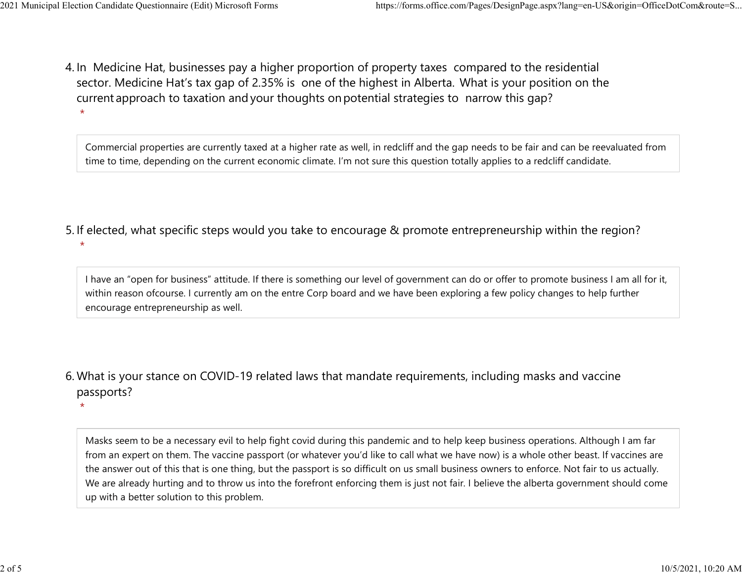4. In Medicine Hat, businesses pay a higher proportion of property taxes compared to the residential sector. Medicine Hat's tax gap of 2.35% is one of the highest in Alberta. What is your position on the current approach to taxation and your thoughts on potential strategies to narrow this gap?
   *

   Commercial properties are currently taxed at a higher rate as well, in redcliff and the gap needs to be fair and can be reevaluated from time to time, depending on the current economic climate. I'm not sure this question totally applies to a redcliff candidate.

5. If elected, what specific steps would you take to encourage & promote entrepreneurship within the region?
   *

   I have an "open for business" attitude. If there is something our level of government can do or offer to promote business I am all for it, within reason ofcourse. I currently am on the entre Corp board and we have been exploring a few policy changes to help further encourage entrepreneurship as well.

6. What is your stance on COVID-19 related laws that mandate requirements, including masks and vaccine passports?
   *

   Masks seem to be a necessary evil to help fight covid during this pandemic and to help keep business operations. Although I am far from an expert on them. The vaccine passport (or whatever you'd like to call what we have now) is a whole other beast. If vaccines are the answer out of this that is one thing, but the passport is so difficult on us small business owners to enforce. Not fair to us actually. We are already hurting and to throw us into the forefront enforcing them is just not fair. I believe the alberta government should come up with a better solution to this problem.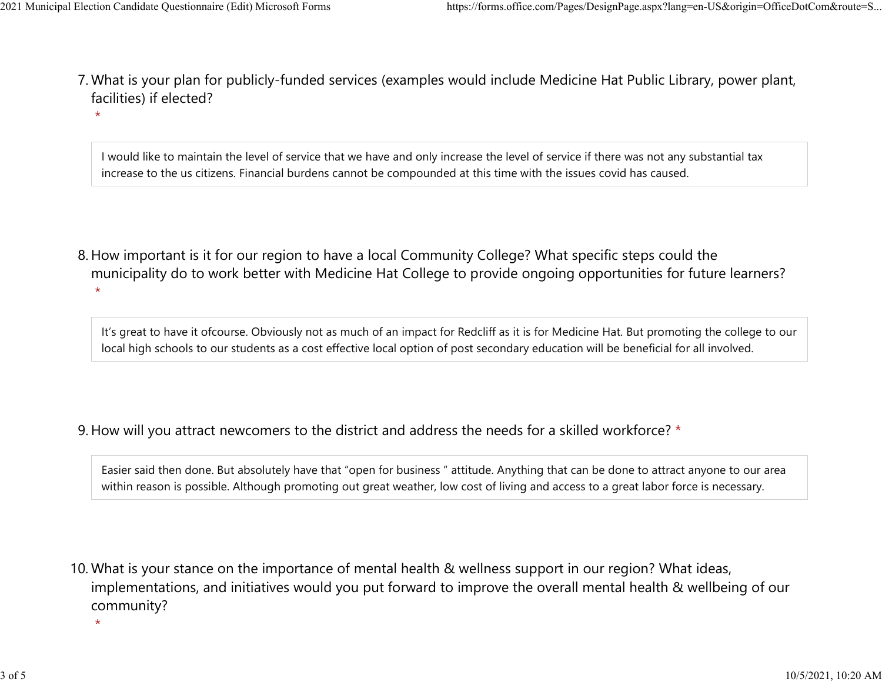7. What is your plan for publicly-funded services (examples would include Medicine Hat Public Library, power plant, facilities) if elected?
   *

> I would like to maintain the level of service that we have and only increase the level of service if there was not any substantial tax increase to the us citizens. Financial burdens cannot be compounded at this time with the issues covid has caused.

8. How important is it for our region to have a local Community College? What specific steps could the municipality do to work better with Medicine Hat College to provide ongoing opportunities for future learners?
   *

> It's great to have it ofcourse. Obviously not as much of an impact for Redcliff as it is for Medicine Hat. But promoting the college to our local high schools to our students as a cost effective local option of post secondary education will be beneficial for all involved.

9. How will you attract newcomers to the district and address the needs for a skilled workforce? *

> Easier said then done. But absolutely have that "open for business " attitude. Anything that can be done to attract anyone to our area within reason is possible. Although promoting out great weather, low cost of living and access to a great labor force is necessary.

10. What is your stance on the importance of mental health & wellness support in our region? What ideas, implementations, and initiatives would you put forward to improve the overall mental health & wellbeing of our community?
    *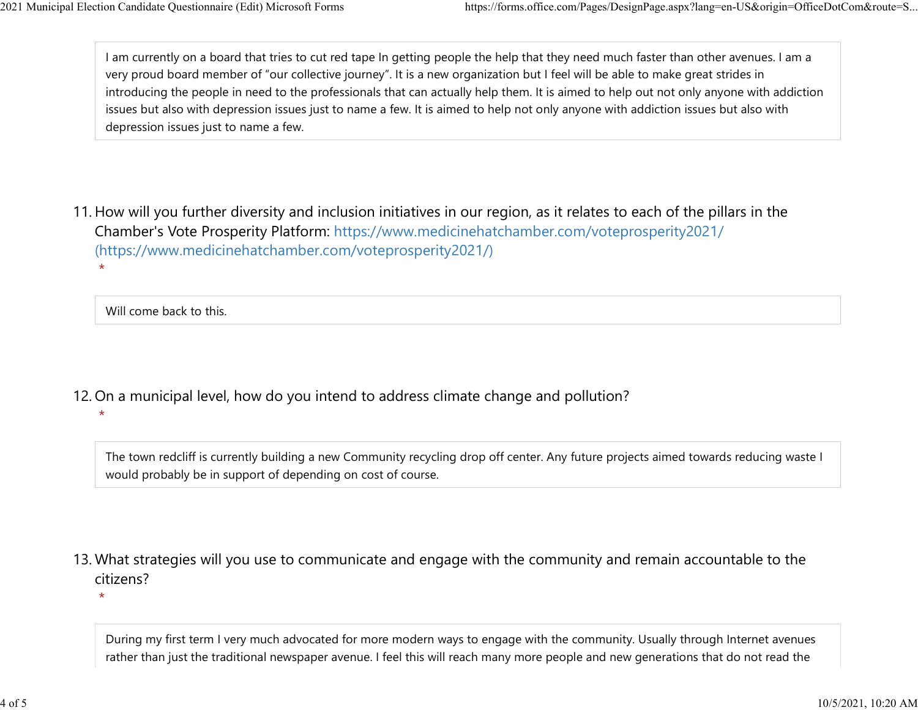I am currently on a board that tries to cut red tape In getting people the help that they need much faster than other avenues. I am a very proud board member of “our collective journey”. It is a new organization but I feel will be able to make great strides in introducing the people in need to the professionals that can actually help them. It is aimed to help out not only anyone with addiction issues but also with depression issues just to name a few. It is aimed to help not only anyone with addiction issues but also with depression issues just to name a few.

11. How will you further diversity and inclusion initiatives in our region, as it relates to each of the pillars in the Chamber's Vote Prosperity Platform: https://www.medicinehatchamber.com/voteprosperity2021/ (https://www.medicinehatchamber.com/voteprosperity2021/) *

Will come back to this.

12. On a municipal level, how do you intend to address climate change and pollution? *

The town redcliff is currently building a new Community recycling drop off center. Any future projects aimed towards reducing waste I would probably be in support of depending on cost of course.

13. What strategies will you use to communicate and engage with the community and remain accountable to the citizens? *

During my first term I very much advocated for more modern ways to engage with the community. Usually through Internet avenues rather than just the traditional newspaper avenue. I feel this will reach many more people and new generations that do not read the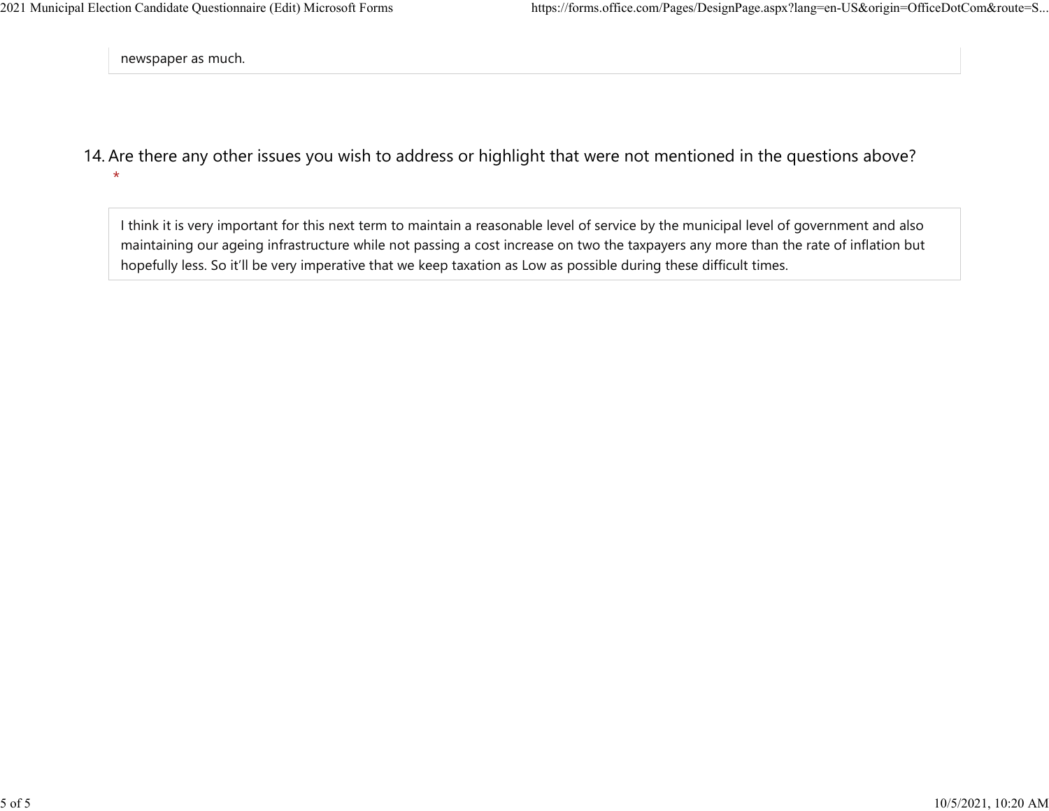newspaper as much.

14. Are there any other issues you wish to address or highlight that were not mentioned in the questions above?
*

I think it is very important for this next term to maintain a reasonable level of service by the municipal level of government and also maintaining our ageing infrastructure while not passing a cost increase on two the taxpayers any more than the rate of inflation but hopefully less. So it'll be very imperative that we keep taxation as Low as possible during these difficult times.